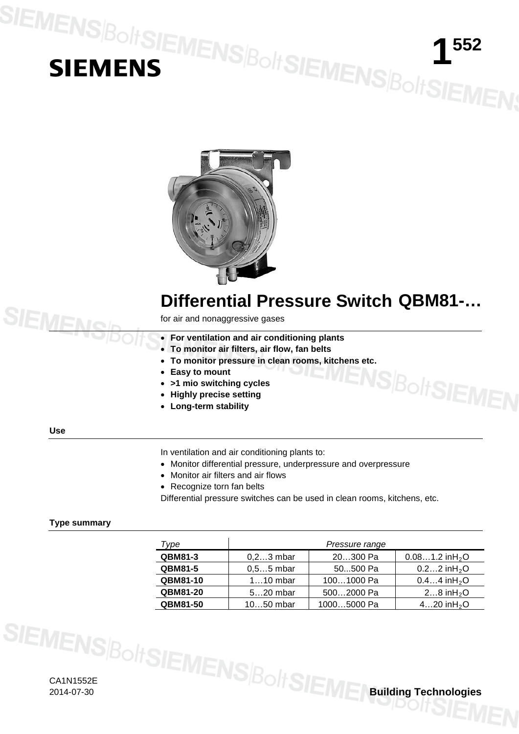# SIEMENS

**1552**

## Differential Pressure Switch QBM81-…

for air and nonaggressive gases

- **For ventilation and air conditioning plants**
- **To monitor air filters, air flow, fan belts**
- **To monitor pressure in clean rooms, kitchens etc.**
- **Easy to mount**
- **>1 mio switching cycles**
- **Highly precise setting**
- **Long-term stability**

### Use

In ventilation and air conditioning plants to:

- Monitor differential pressure, underpressure and overpressure
- Monitor air filters and air flows
- Recognize torn fan belts

Differential pressure switches can be used in clean rooms, kitchens, etc.

### Type summary

| *Type* | *Pressure range* | | |
|---|---|---|---|
| **QBM81-3** | 0,2…3 mbar | 20…300 Pa | 0.08…1.2 in$H_2O$ |
| **QBM81-5** | 0,5…5 mbar | 50...500 Pa | 0.2…2 in$H_2O$ |
| **QBM81-10** | 1…10 mbar | 100…1000 Pa | 0.4…4 in$H_2O$ |
| **QBM81-20** | 5…20 mbar | 500…2000 Pa | 2…8 in$H_2O$ |
| **QBM81-50** | 10…50 mbar | 1000…5000 Pa | 4…20 in$H_2O$ |

CA1N1552E
2014-07-30

Building Technologies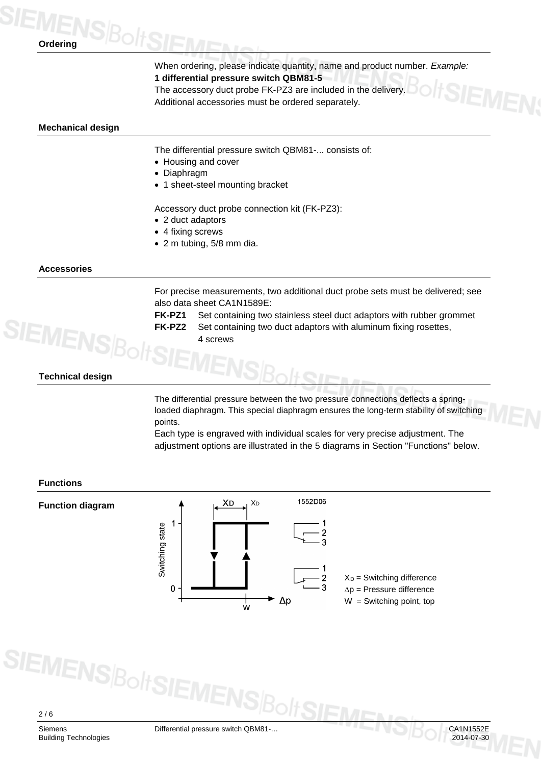## Ordering

When ordering, please indicate quantity, name and product number. *Example:*
**1 differential pressure switch QBM81-5**
The accessory duct probe FK-PZ3 are included in the delivery.
Additional accessories must be ordered separately.

## Mechanical design

The differential pressure switch QBM81-... consists of:

- Housing and cover
- Diaphragm
- 1 sheet-steel mounting bracket

Accessory duct probe connection kit (FK-PZ3):

- 2 duct adaptors
- 4 fixing screws
- 2 m tubing, 5/8 mm dia.

## Accessories

For precise measurements, two additional duct probe sets must be delivered; see also data sheet CA1N1589E:

**FK-PZ1** Set containing two stainless steel duct adaptors with rubber grommet
**FK-PZ2** Set containing two duct adaptors with aluminum fixing rosettes, 4 screws

## Technical design

The differential pressure between the two pressure connections deflects a spring-loaded diaphragm. This special diaphragm ensures the long-term stability of switching points.
Each type is engraved with individual scales for very precise adjustment. The adjustment options are illustrated in the 5 diagrams in Section "Functions" below.

## Functions

### Function diagram

$X_D$ = Switching difference
$\Delta p$ = Pressure difference
W = Switching point, top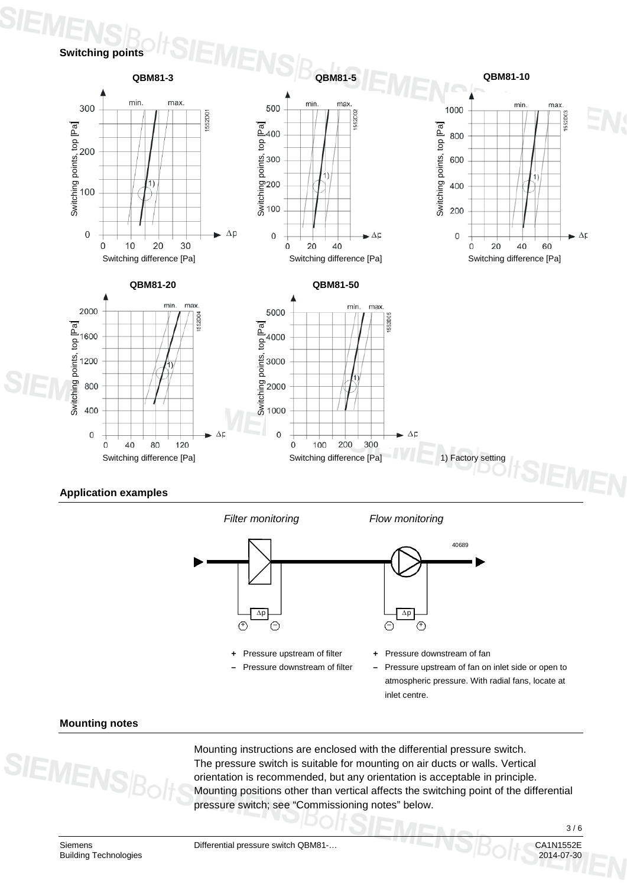## Switching points

**QBM81-3** **QBM81-5** **QBM81-10**

**QBM81-20** **QBM81-50**

1) Factory setting

## Application examples

*Filter monitoring* *Flow monitoring*

- **+** Pressure upstream of filter
- **–** Pressure downstream of filter

- **+** Pressure downstream of fan
- **–** Pressure upstream of fan on inlet side or open to atmospheric pressure. With radial fans, locate at inlet centre.

## Mounting notes

Mounting instructions are enclosed with the differential pressure switch.
The pressure switch is suitable for mounting on air ducts or walls. Vertical orientation is recommended, but any orientation is acceptable in principle. Mounting positions other than vertical affects the switching point of the differential pressure switch; see "Commissioning notes" below.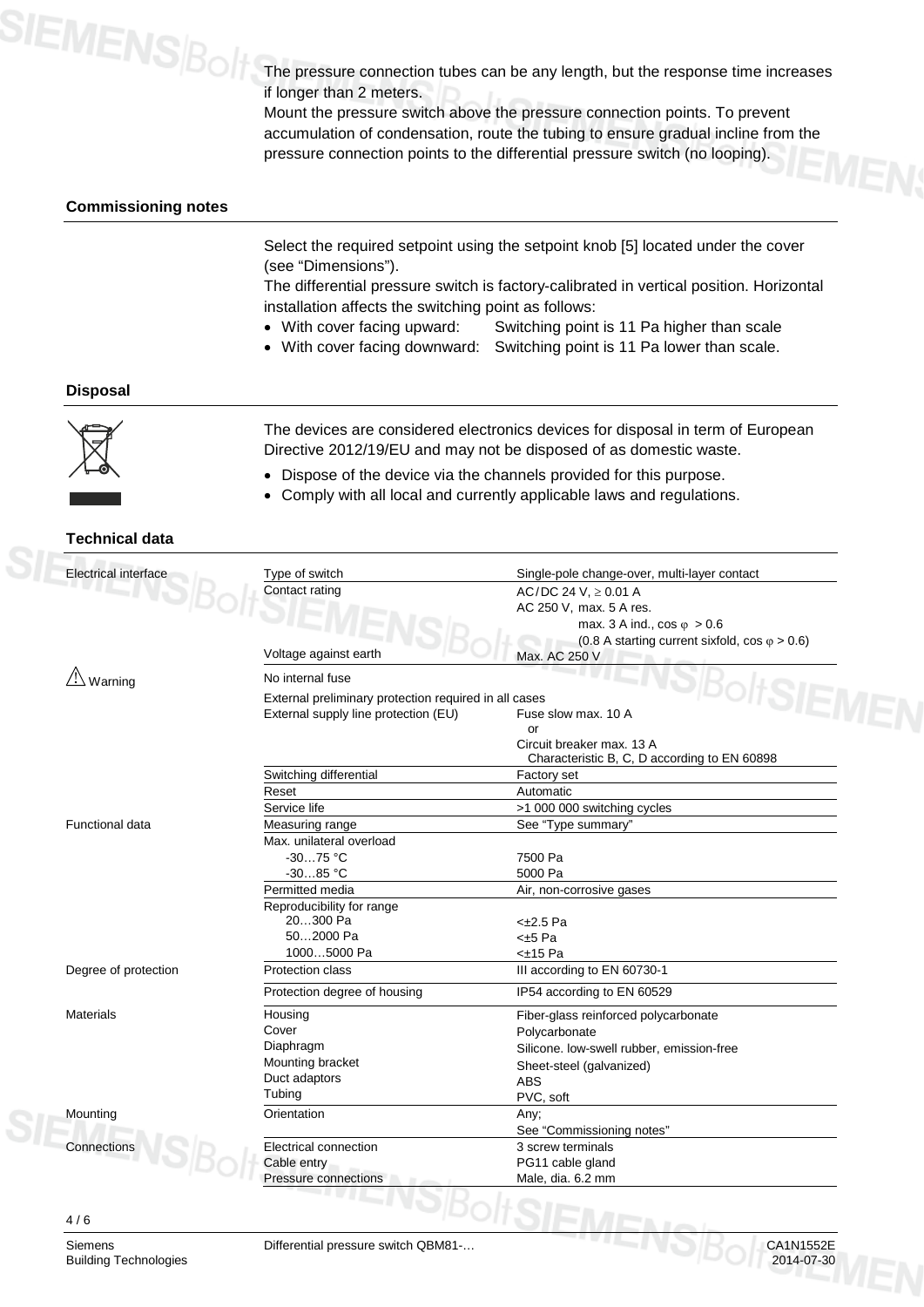The pressure connection tubes can be any length, but the response time increases if longer than 2 meters.
Mount the pressure switch above the pressure connection points. To prevent accumulation of condensation, route the tubing to ensure gradual incline from the pressure connection points to the differential pressure switch (no looping).

## Commissioning notes

Select the required setpoint using the setpoint knob [5] located under the cover (see "Dimensions").
The differential pressure switch is factory-calibrated in vertical position. Horizontal installation affects the switching point as follows:

- With cover facing upward: Switching point is 11 Pa higher than scale
- With cover facing downward: Switching point is 11 Pa lower than scale.

## Disposal

The devices are considered electronics devices for disposal in term of European Directive 2012/19/EU and may not be disposed of as domestic waste.

- Dispose of the device via the channels provided for this purpose.
- Comply with all local and currently applicable laws and regulations.

## Technical data

| | | |
|---|---|---|
| Electrical interface | Type of switch | Single-pole change-over, multi-layer contact |
| | Contact rating | AC/DC 24 V, ≥ 0.01 A<br>AC 250 V, max. 5 A res.<br>max. 3 A ind., cos φ > 0.6<br>(0.8 A starting current sixfold, cos φ > 0.6) |
| | Voltage against earth | Max. AC 250 V |
| ⚠ Warning | No internal fuse | |
| | External preliminary protection required in all cases | |
| | External supply line protection (EU) | Fuse slow max. 10 A<br>or<br>Circuit breaker max. 13 A<br>Characteristic B, C, D according to EN 60898 |
| | Switching differential | Factory set |
| | Reset | Automatic |
| | Service life | >1 000 000 switching cycles |
| Functional data | Measuring range | See "Type summary" |
| | Max. unilateral overload | |
| | -30…75 °C | 7500 Pa |
| | -30…85 °C | 5000 Pa |
| | Permitted media | Air, non-corrosive gases |
| | Reproducibility for range | |
| | 20…300 Pa | <±2.5 Pa |
| | 50…2000 Pa | <±5 Pa |
| | 1000…5000 Pa | <±15 Pa |
| Degree of protection | Protection class | III according to EN 60730-1 |
| | Protection degree of housing | IP54 according to EN 60529 |
| Materials | Housing | Fiber-glass reinforced polycarbonate |
| | Cover | Polycarbonate |
| | Diaphragm | Silicone. low-swell rubber, emission-free |
| | Mounting bracket | Sheet-steel (galvanized) |
| | Duct adaptors | ABS |
| | Tubing | PVC, soft |
| Mounting | Orientation | Any;<br>See "Commissioning notes" |
| Connections | Electrical connection | 3 screw terminals |
| | Cable entry | PG11 cable gland |
| | Pressure connections | Male, dia. 6.2 mm |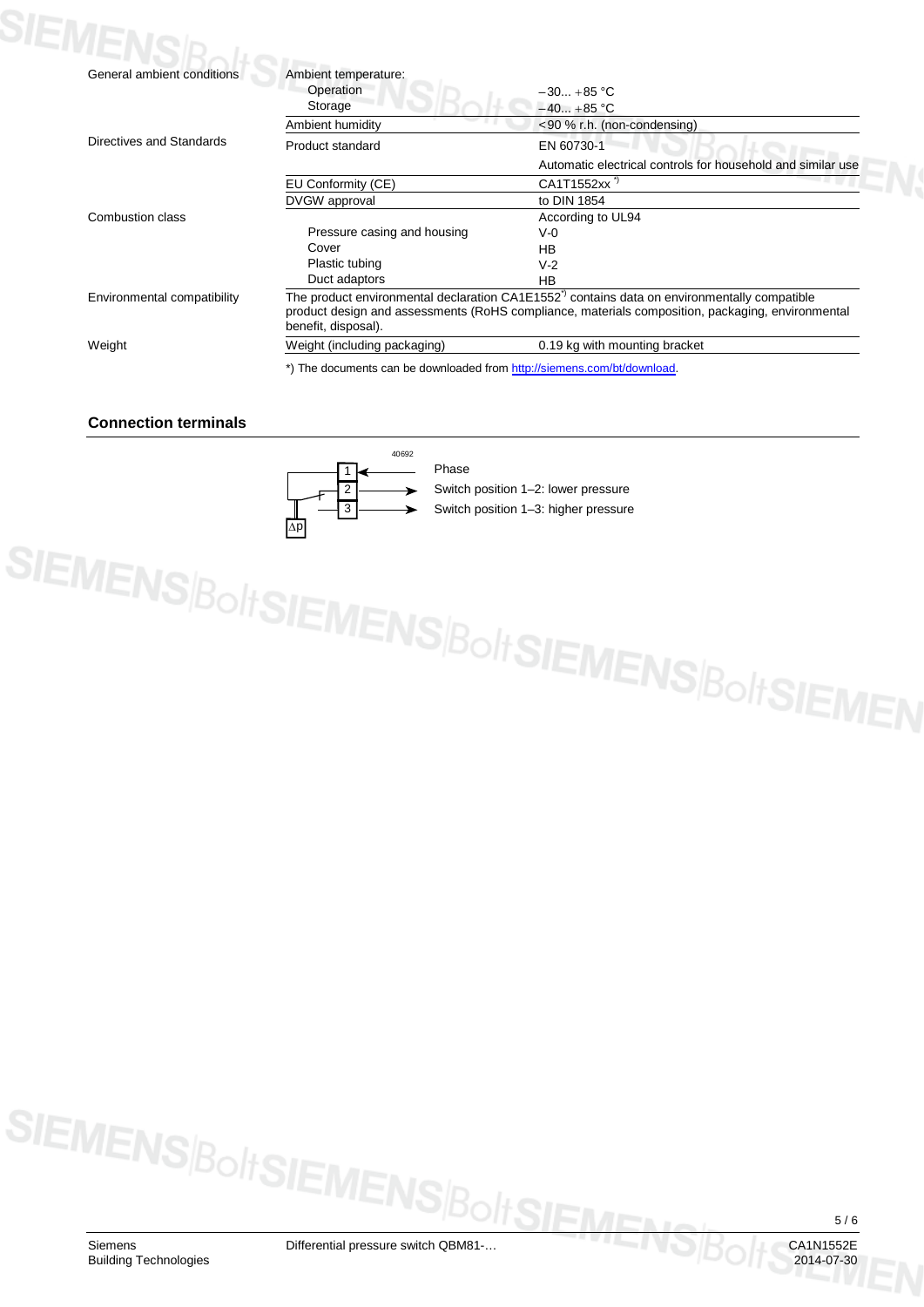| | | |
|---|---|---|
| General ambient conditions | Ambient temperature: | |
| | Operation | –30... +85 °C |
| | Storage | –40... +85 °C |
| | Ambient humidity | <90 % r.h. (non-condensing) |
| Directives and Standards | Product standard | EN 60730-1 |
| | | Automatic electrical controls for household and similar use |
| | EU Conformity (CE) | CA1T1552xx *) |
| | DVGW approval | to DIN 1854 |
| Combustion class | | According to UL94 |
| | Pressure casing and housing | V-0 |
| | Cover | HB |
| | Plastic tubing | V-2 |
| | Duct adaptors | HB |
| Environmental compatibility | The product environmental declaration CA1E1552*) contains data on environmentally compatible product design and assessments (RoHS compliance, materials composition, packaging, environmental benefit, disposal). | |
| Weight | Weight (including packaging) | 0.19 kg with mounting bracket |

*) The documents can be downloaded from http://siemens.com/bt/download.

## Connection terminals

40692

| Terminal | Function |
|---|---|
| 1 | Phase |
| 2 | Switch position 1–2: lower pressure |
| 3 | Switch position 1–3: higher pressure |

Δp

Siemens
Building Technologies

Differential pressure switch QBM81-…

CA1N1552E
2014-07-30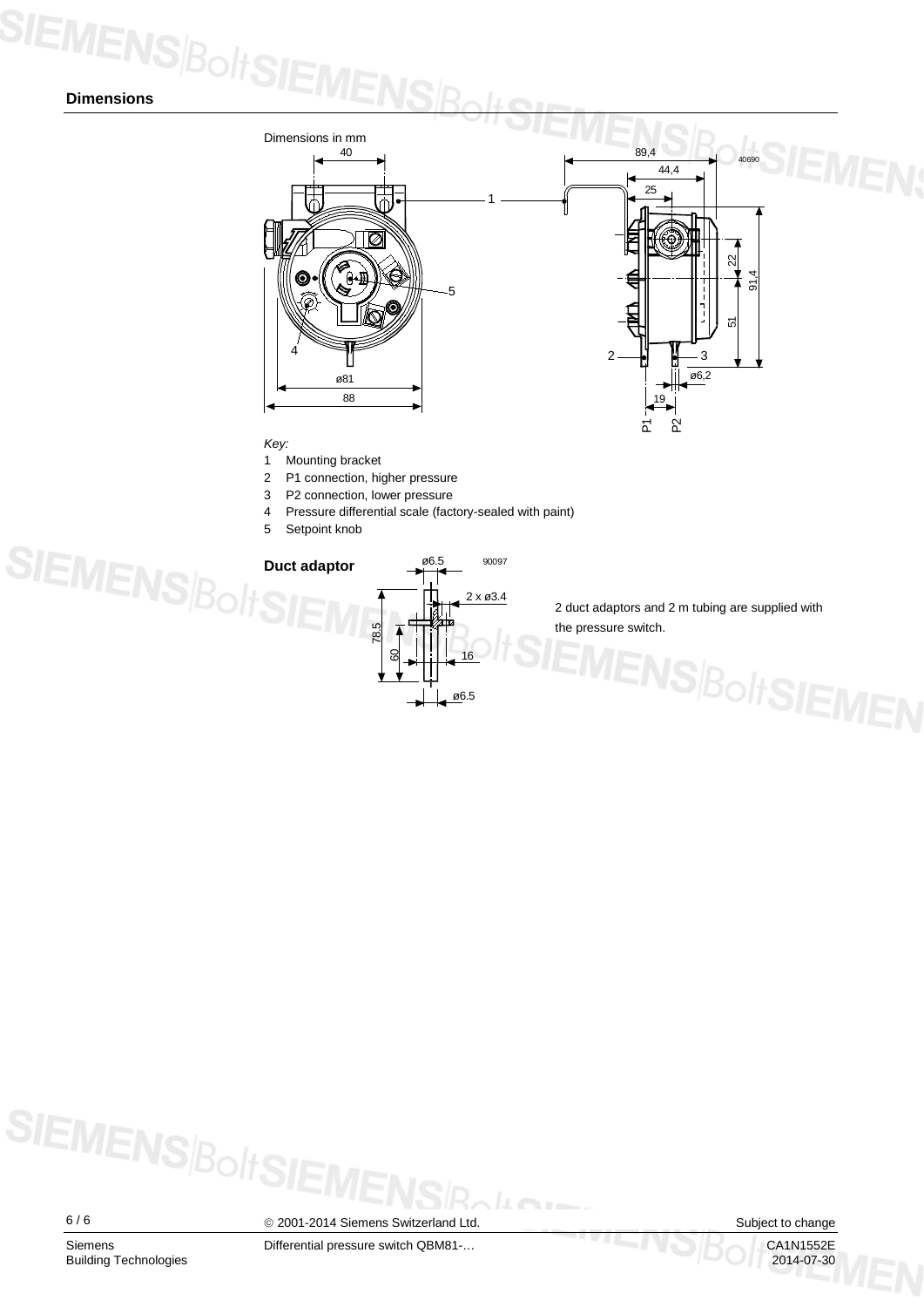## Dimensions

Dimensions in mm

40

89,4

44,4

25

40690

1

5

4

ø81

88

22

91,4

51

2

3

ø6,2

19

P1

P2

*Key:*

1 Mounting bracket
2 P1 connection, higher pressure
3 P2 connection, lower pressure
4 Pressure differential scale (factory-sealed with paint)
5 Setpoint knob

### Duct adaptor

ø6.5

90097

2 x ø3.4

78.5

60

16

ø6.5

2 duct adaptors and 2 m tubing are supplied with the pressure switch.